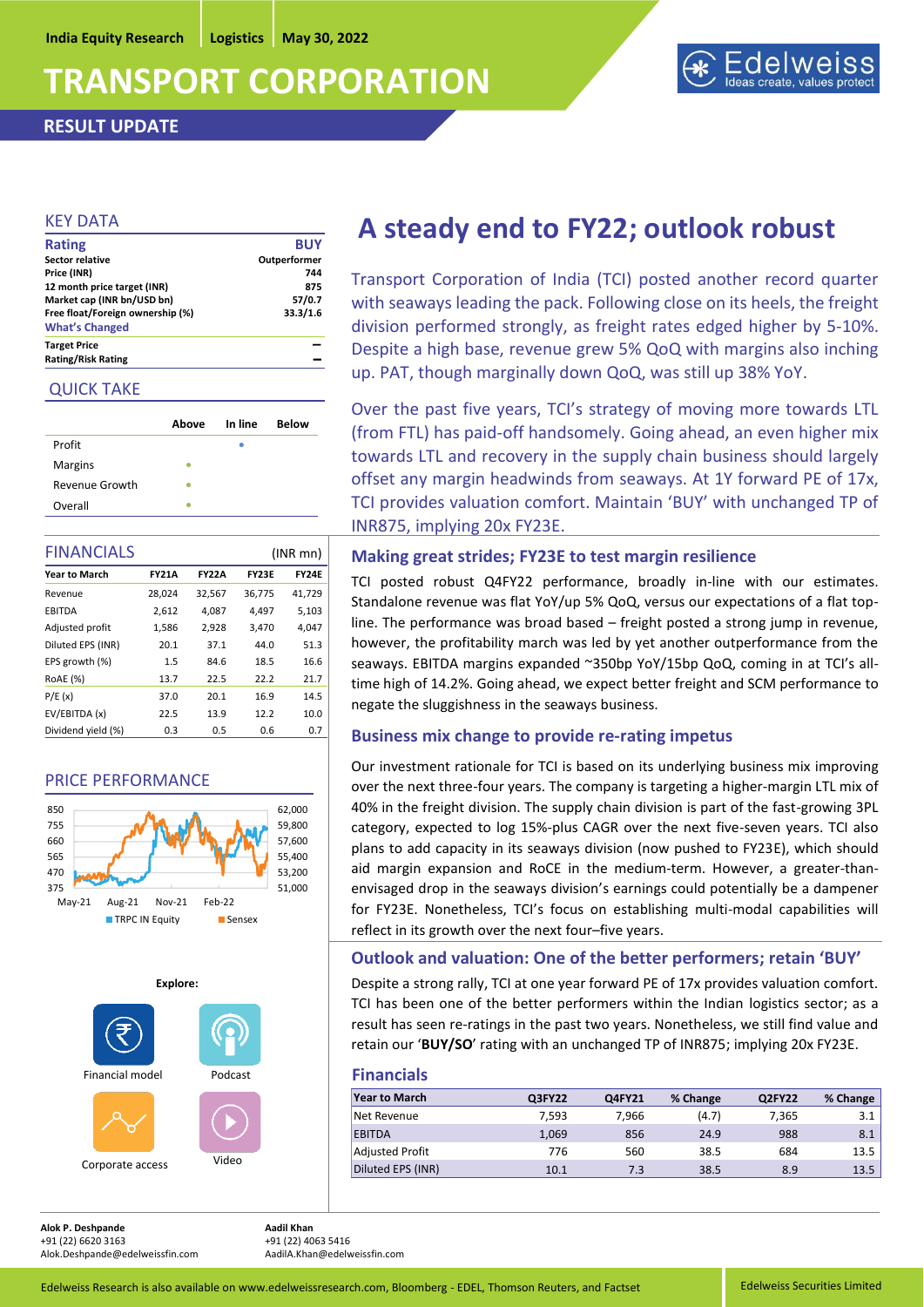India Equity Research | Logistics | May 30, 2022

# TRANSPORT CORPORATION

**RESULT UPDATE**

## KEY DATA

| **Rating** | **BUY** |
|---|---|
| Sector relative | Outperformer |
| Price (INR) | 744 |
| 12 month price target (INR) | 875 |
| Market cap (INR bn/USD bn) | 57/0.7 |
| Free float/Foreign ownership (%) | 33.3/1.6 |

**What's Changed**

| Target Price | – |
|---|---|
| Rating/Risk Rating | – |

## QUICK TAKE

| | Above | In line | Below |
|---|---|---|---|
| Profit | | • | |
| Margins | • | | |
| Revenue Growth | • | | |
| Overall | • | | |

## FINANCIALS (INR mn)

| Year to March | FY21A | FY22A | FY23E | FY24E |
|---|---|---|---|---|
| Revenue | 28,024 | 32,567 | 36,775 | 41,729 |
| EBITDA | 2,612 | 4,087 | 4,497 | 5,103 |
| Adjusted profit | 1,586 | 2,928 | 3,470 | 4,047 |
| Diluted EPS (INR) | 20.1 | 37.1 | 44.0 | 51.3 |
| EPS growth (%) | 1.5 | 84.6 | 18.5 | 16.6 |
| RoAE (%) | 13.7 | 22.5 | 22.2 | 21.7 |
| P/E (x) | 37.0 | 20.1 | 16.9 | 14.5 |
| EV/EBITDA (x) | 22.5 | 13.9 | 12.2 | 10.0 |
| Dividend yield (%) | 0.3 | 0.5 | 0.6 | 0.7 |

## PRICE PERFORMANCE

TRPC IN Equity / Sensex

**Explore:** Financial model, Podcast, Corporate access, Video

# A steady end to FY22; outlook robust

Transport Corporation of India (TCI) posted another record quarter with seaways leading the pack. Following close on its heels, the freight division performed strongly, as freight rates edged higher by 5-10%. Despite a high base, revenue grew 5% QoQ with margins also inching up. PAT, though marginally down QoQ, was still up 38% YoY.

Over the past five years, TCI's strategy of moving more towards LTL (from FTL) has paid-off handsomely. Going ahead, an even higher mix towards LTL and recovery in the supply chain business should largely offset any margin headwinds from seaways. At 1Y forward PE of 17x, TCI provides valuation comfort. Maintain 'BUY' with unchanged TP of INR875, implying 20x FY23E.

## Making great strides; FY23E to test margin resilience

TCI posted robust Q4FY22 performance, broadly in-line with our estimates. Standalone revenue was flat YoY/up 5% QoQ, versus our expectations of a flat top-line. The performance was broad based – freight posted a strong jump in revenue, however, the profitability march was led by yet another outperformance from the seaways. EBITDA margins expanded ~350bp YoY/15bp QoQ, coming in at TCI's all-time high of 14.2%. Going ahead, we expect better freight and SCM performance to negate the sluggishness in the seaways business.

## Business mix change to provide re-rating impetus

Our investment rationale for TCI is based on its underlying business mix improving over the next three-four years. The company is targeting a higher-margin LTL mix of 40% in the freight division. The supply chain division is part of the fast-growing 3PL category, expected to log 15%-plus CAGR over the next five-seven years. TCI also plans to add capacity in its seaways division (now pushed to FY23E), which should aid margin expansion and RoCE in the medium-term. However, a greater-than-envisaged drop in the seaways division's earnings could potentially be a dampener for FY23E. Nonetheless, TCI's focus on establishing multi-modal capabilities will reflect in its growth over the next four–five years.

## Outlook and valuation: One of the better performers; retain 'BUY'

Despite a strong rally, TCI at one year forward PE of 17x provides valuation comfort. TCI has been one of the better performers within the Indian logistics sector; as a result has seen re-ratings in the past two years. Nonetheless, we still find value and retain our '**BUY/SO**' rating with an unchanged TP of INR875; implying 20x FY23E.

## Financials

| Year to March | Q3FY22 | Q4FY21 | % Change | Q2FY22 | % Change |
|---|---|---|---|---|---|
| Net Revenue | 7,593 | 7,966 | (4.7) | 7,365 | 3.1 |
| EBITDA | 1,069 | 856 | 24.9 | 988 | 8.1 |
| Adjusted Profit | 776 | 560 | 38.5 | 684 | 13.5 |
| Diluted EPS (INR) | 10.1 | 7.3 | 38.5 | 8.9 | 13.5 |

**Alok P. Deshpande**
+91 (22) 6620 3163
Alok.Deshpande@edelweissfin.com

**Aadil Khan**
+91 (22) 4063 5416
AadilA.Khan@edelweissfin.com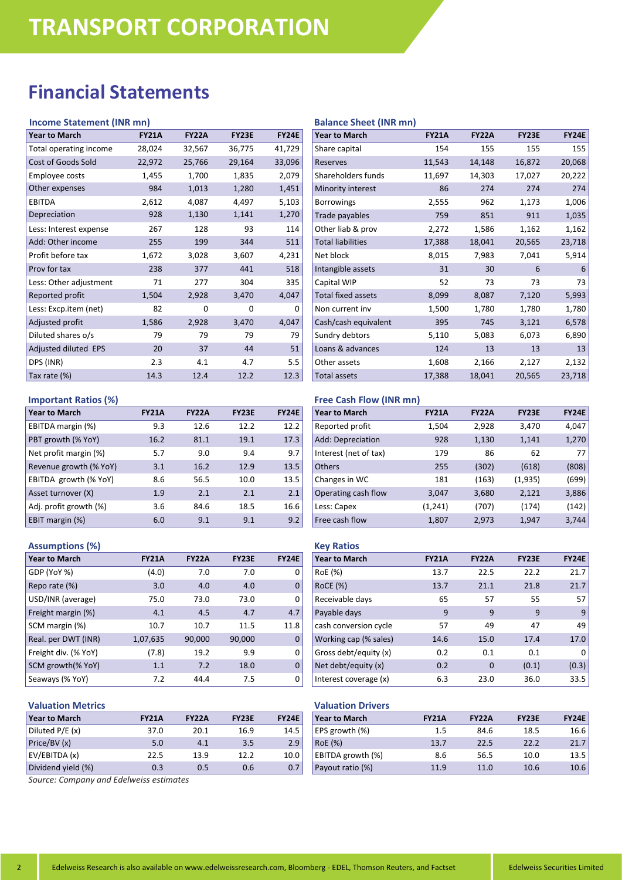# TRANSPORT CORPORATION

## Financial Statements

### Income Statement (INR mn)

| Year to March | FY21A | FY22A | FY23E | FY24E |
|---|---|---|---|---|
| Total operating income | 28,024 | 32,567 | 36,775 | 41,729 |
| Cost of Goods Sold | 22,972 | 25,766 | 29,164 | 33,096 |
| Employee costs | 1,455 | 1,700 | 1,835 | 2,079 |
| Other expenses | 984 | 1,013 | 1,280 | 1,451 |
| EBITDA | 2,612 | 4,087 | 4,497 | 5,103 |
| Depreciation | 928 | 1,130 | 1,141 | 1,270 |
| Less: Interest expense | 267 | 128 | 93 | 114 |
| Add: Other income | 255 | 199 | 344 | 511 |
| Profit before tax | 1,672 | 3,028 | 3,607 | 4,231 |
| Prov for tax | 238 | 377 | 441 | 518 |
| Less: Other adjustment | 71 | 277 | 304 | 335 |
| Reported profit | 1,504 | 2,928 | 3,470 | 4,047 |
| Less: Excp.item (net) | 82 | 0 | 0 | 0 |
| Adjusted profit | 1,586 | 2,928 | 3,470 | 4,047 |
| Diluted shares o/s | 79 | 79 | 79 | 79 |
| Adjusted diluted EPS | 20 | 37 | 44 | 51 |
| DPS (INR) | 2.3 | 4.1 | 4.7 | 5.5 |
| Tax rate (%) | 14.3 | 12.4 | 12.2 | 12.3 |

### Balance Sheet (INR mn)

| Year to March | FY21A | FY22A | FY23E | FY24E |
|---|---|---|---|---|
| Share capital | 154 | 155 | 155 | 155 |
| Reserves | 11,543 | 14,148 | 16,872 | 20,068 |
| Shareholders funds | 11,697 | 14,303 | 17,027 | 20,222 |
| Minority interest | 86 | 274 | 274 | 274 |
| Borrowings | 2,555 | 962 | 1,173 | 1,006 |
| Trade payables | 759 | 851 | 911 | 1,035 |
| Other liab & prov | 2,272 | 1,586 | 1,162 | 1,162 |
| Total liabilities | 17,388 | 18,041 | 20,565 | 23,718 |
| Net block | 8,015 | 7,983 | 7,041 | 5,914 |
| Intangible assets | 31 | 30 | 6 | 6 |
| Capital WIP | 52 | 73 | 73 | 73 |
| Total fixed assets | 8,099 | 8,087 | 7,120 | 5,993 |
| Non current inv | 1,500 | 1,780 | 1,780 | 1,780 |
| Cash/cash equivalent | 395 | 745 | 3,121 | 6,578 |
| Sundry debtors | 5,110 | 5,083 | 6,073 | 6,890 |
| Loans & advances | 124 | 13 | 13 | 13 |
| Other assets | 1,608 | 2,166 | 2,127 | 2,132 |
| Total assets | 17,388 | 18,041 | 20,565 | 23,718 |

### Important Ratios (%)

| Year to March | FY21A | FY22A | FY23E | FY24E |
|---|---|---|---|---|
| EBITDA margin (%) | 9.3 | 12.6 | 12.2 | 12.2 |
| PBT growth (% YoY) | 16.2 | 81.1 | 19.1 | 17.3 |
| Net profit margin (%) | 5.7 | 9.0 | 9.4 | 9.7 |
| Revenue growth (% YoY) | 3.1 | 16.2 | 12.9 | 13.5 |
| EBITDA growth (% YoY) | 8.6 | 56.5 | 10.0 | 13.5 |
| Asset turnover (X) | 1.9 | 2.1 | 2.1 | 2.1 |
| Adj. profit growth (%) | 3.6 | 84.6 | 18.5 | 16.6 |
| EBIT margin (%) | 6.0 | 9.1 | 9.1 | 9.2 |

### Free Cash Flow (INR mn)

| Year to March | FY21A | FY22A | FY23E | FY24E |
|---|---|---|---|---|
| Reported profit | 1,504 | 2,928 | 3,470 | 4,047 |
| Add: Depreciation | 928 | 1,130 | 1,141 | 1,270 |
| Interest (net of tax) | 179 | 86 | 62 | 77 |
| Others | 255 | (302) | (618) | (808) |
| Changes in WC | 181 | (163) | (1,935) | (699) |
| Operating cash flow | 3,047 | 3,680 | 2,121 | 3,886 |
| Less: Capex | (1,241) | (707) | (174) | (142) |
| Free cash flow | 1,807 | 2,973 | 1,947 | 3,744 |

### Assumptions (%)

| Year to March | FY21A | FY22A | FY23E | FY24E |
|---|---|---|---|---|
| GDP (YoY %) | (4.0) | 7.0 | 7.0 | 0 |
| Repo rate (%) | 3.0 | 4.0 | 4.0 | 0 |
| USD/INR (average) | 75.0 | 73.0 | 73.0 | 0 |
| Freight margin (%) | 4.1 | 4.5 | 4.7 | 4.7 |
| SCM margin (%) | 10.7 | 10.7 | 11.5 | 11.8 |
| Real. per DWT (INR) | 1,07,635 | 90,000 | 90,000 | 0 |
| Freight div. (% YoY) | (7.8) | 19.2 | 9.9 | 0 |
| SCM growth(% YoY) | 1.1 | 7.2 | 18.0 | 0 |
| Seaways (% YoY) | 7.2 | 44.4 | 7.5 | 0 |

### Key Ratios

| Year to March | FY21A | FY22A | FY23E | FY24E |
|---|---|---|---|---|
| RoE (%) | 13.7 | 22.5 | 22.2 | 21.7 |
| RoCE (%) | 13.7 | 21.1 | 21.8 | 21.7 |
| Receivable days | 65 | 57 | 55 | 57 |
| Payable days | 9 | 9 | 9 | 9 |
| cash conversion cycle | 57 | 49 | 47 | 49 |
| Working cap (% sales) | 14.6 | 15.0 | 17.4 | 17.0 |
| Gross debt/equity (x) | 0.2 | 0.1 | 0.1 | 0 |
| Net debt/equity (x) | 0.2 | 0 | (0.1) | (0.3) |
| Interest coverage (x) | 6.3 | 23.0 | 36.0 | 33.5 |

### Valuation Metrics

| Year to March | FY21A | FY22A | FY23E | FY24E |
|---|---|---|---|---|
| Diluted P/E (x) | 37.0 | 20.1 | 16.9 | 14.5 |
| Price/BV (x) | 5.0 | 4.1 | 3.5 | 2.9 |
| EV/EBITDA (x) | 22.5 | 13.9 | 12.2 | 10.0 |
| Dividend yield (%) | 0.3 | 0.5 | 0.6 | 0.7 |

### Valuation Drivers

| Year to March | FY21A | FY22A | FY23E | FY24E |
|---|---|---|---|---|
| EPS growth (%) | 1.5 | 84.6 | 18.5 | 16.6 |
| RoE (%) | 13.7 | 22.5 | 22.2 | 21.7 |
| EBITDA growth (%) | 8.6 | 56.5 | 10.0 | 13.5 |
| Payout ratio (%) | 11.9 | 11.0 | 10.6 | 10.6 |

*Source: Company and Edelweiss estimates*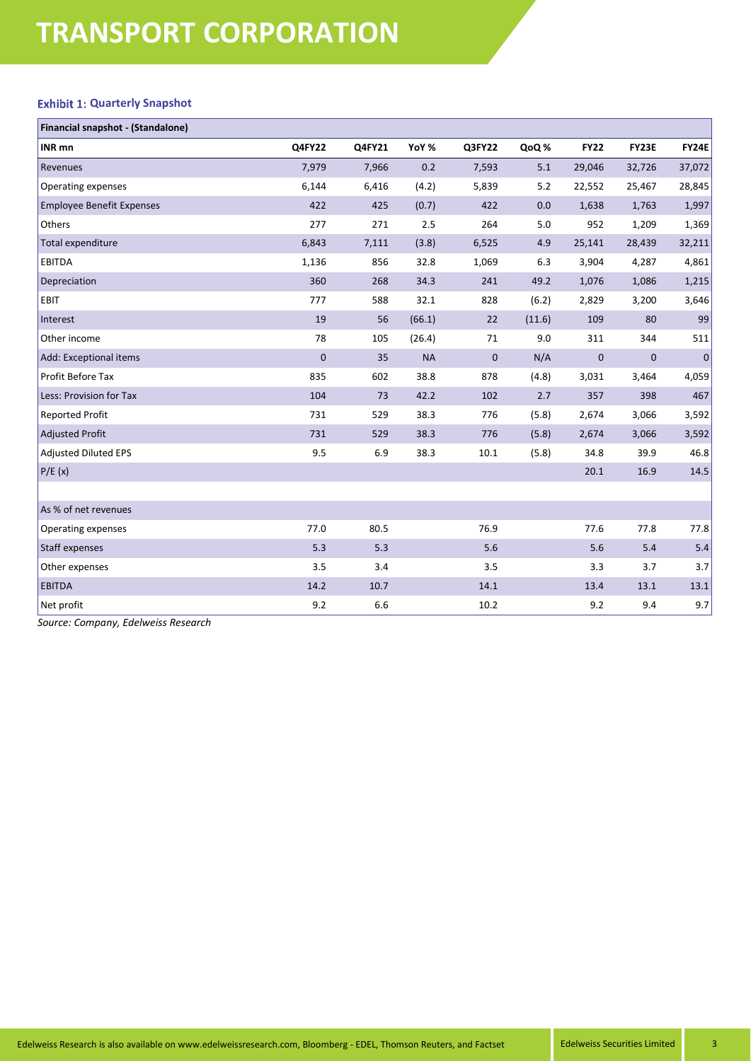# TRANSPORT CORPORATION

**Exhibit 1: Quarterly Snapshot**

| Financial snapshot - (Standalone) | | | | | | | | |
|---|---|---|---|---|---|---|---|---|
| **INR mn** | **Q4FY22** | **Q4FY21** | **YoY %** | **Q3FY22** | **QoQ %** | **FY22** | **FY23E** | **FY24E** |
| Revenues | 7,979 | 7,966 | 0.2 | 7,593 | 5.1 | 29,046 | 32,726 | 37,072 |
| Operating expenses | 6,144 | 6,416 | (4.2) | 5,839 | 5.2 | 22,552 | 25,467 | 28,845 |
| Employee Benefit Expenses | 422 | 425 | (0.7) | 422 | 0.0 | 1,638 | 1,763 | 1,997 |
| Others | 277 | 271 | 2.5 | 264 | 5.0 | 952 | 1,209 | 1,369 |
| Total expenditure | 6,843 | 7,111 | (3.8) | 6,525 | 4.9 | 25,141 | 28,439 | 32,211 |
| EBITDA | 1,136 | 856 | 32.8 | 1,069 | 6.3 | 3,904 | 4,287 | 4,861 |
| Depreciation | 360 | 268 | 34.3 | 241 | 49.2 | 1,076 | 1,086 | 1,215 |
| EBIT | 777 | 588 | 32.1 | 828 | (6.2) | 2,829 | 3,200 | 3,646 |
| Interest | 19 | 56 | (66.1) | 22 | (11.6) | 109 | 80 | 99 |
| Other income | 78 | 105 | (26.4) | 71 | 9.0 | 311 | 344 | 511 |
| Add: Exceptional items | 0 | 35 | NA | 0 | N/A | 0 | 0 | 0 |
| Profit Before Tax | 835 | 602 | 38.8 | 878 | (4.8) | 3,031 | 3,464 | 4,059 |
| Less: Provision for Tax | 104 | 73 | 42.2 | 102 | 2.7 | 357 | 398 | 467 |
| Reported Profit | 731 | 529 | 38.3 | 776 | (5.8) | 2,674 | 3,066 | 3,592 |
| Adjusted Profit | 731 | 529 | 38.3 | 776 | (5.8) | 2,674 | 3,066 | 3,592 |
| Adjusted Diluted EPS | 9.5 | 6.9 | 38.3 | 10.1 | (5.8) | 34.8 | 39.9 | 46.8 |
| P/E (x) | | | | | | 20.1 | 16.9 | 14.5 |
| | | | | | | | | |
| As % of net revenues | | | | | | | | |
| Operating expenses | 77.0 | 80.5 | | 76.9 | | 77.6 | 77.8 | 77.8 |
| Staff expenses | 5.3 | 5.3 | | 5.6 | | 5.6 | 5.4 | 5.4 |
| Other expenses | 3.5 | 3.4 | | 3.5 | | 3.3 | 3.7 | 3.7 |
| EBITDA | 14.2 | 10.7 | | 14.1 | | 13.4 | 13.1 | 13.1 |
| Net profit | 9.2 | 6.6 | | 10.2 | | 9.2 | 9.4 | 9.7 |

*Source: Company, Edelweiss Research*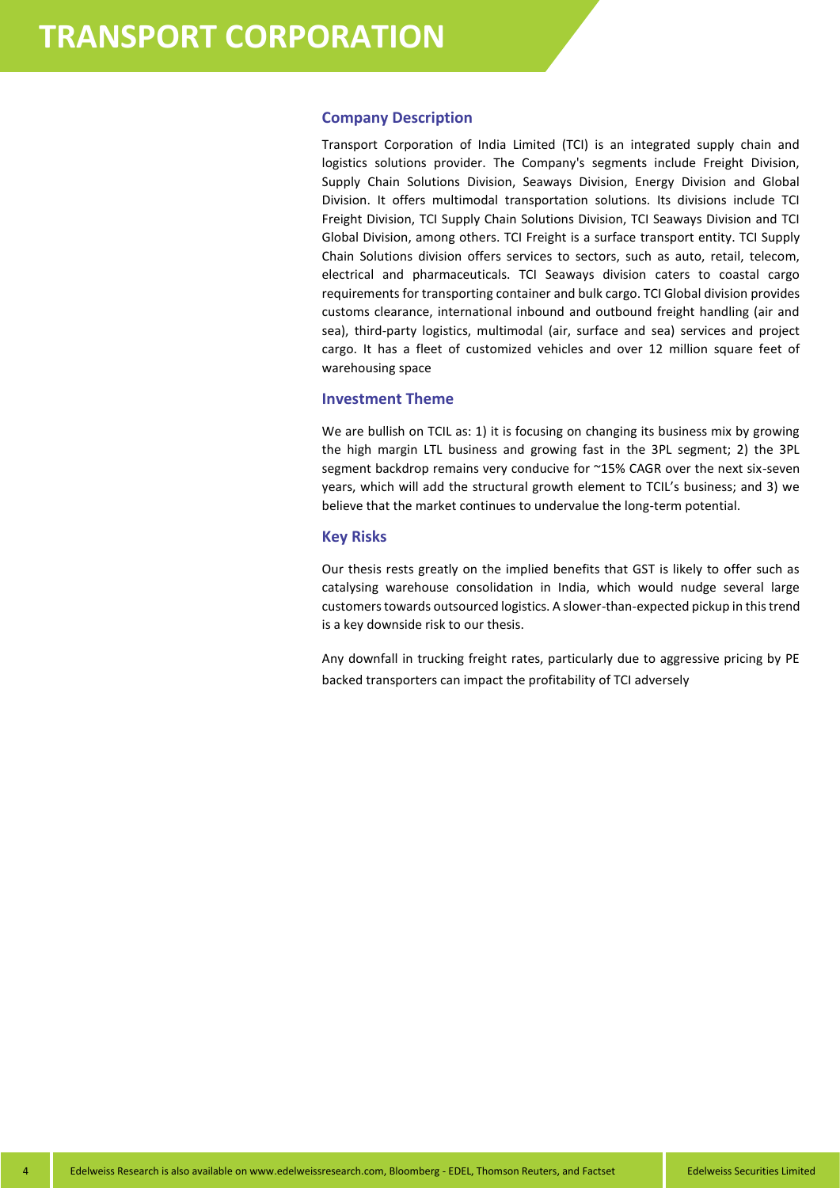# TRANSPORT CORPORATION

## Company Description

Transport Corporation of India Limited (TCI) is an integrated supply chain and logistics solutions provider. The Company's segments include Freight Division, Supply Chain Solutions Division, Seaways Division, Energy Division and Global Division. It offers multimodal transportation solutions. Its divisions include TCI Freight Division, TCI Supply Chain Solutions Division, TCI Seaways Division and TCI Global Division, among others. TCI Freight is a surface transport entity. TCI Supply Chain Solutions division offers services to sectors, such as auto, retail, telecom, electrical and pharmaceuticals. TCI Seaways division caters to coastal cargo requirements for transporting container and bulk cargo. TCI Global division provides customs clearance, international inbound and outbound freight handling (air and sea), third-party logistics, multimodal (air, surface and sea) services and project cargo. It has a fleet of customized vehicles and over 12 million square feet of warehousing space

## Investment Theme

We are bullish on TCIL as: 1) it is focusing on changing its business mix by growing the high margin LTL business and growing fast in the 3PL segment; 2) the 3PL segment backdrop remains very conducive for ~15% CAGR over the next six-seven years, which will add the structural growth element to TCIL's business; and 3) we believe that the market continues to undervalue the long-term potential.

## Key Risks

Our thesis rests greatly on the implied benefits that GST is likely to offer such as catalysing warehouse consolidation in India, which would nudge several large customers towards outsourced logistics. A slower-than-expected pickup in this trend is a key downside risk to our thesis.

Any downfall in trucking freight rates, particularly due to aggressive pricing by PE backed transporters can impact the profitability of TCI adversely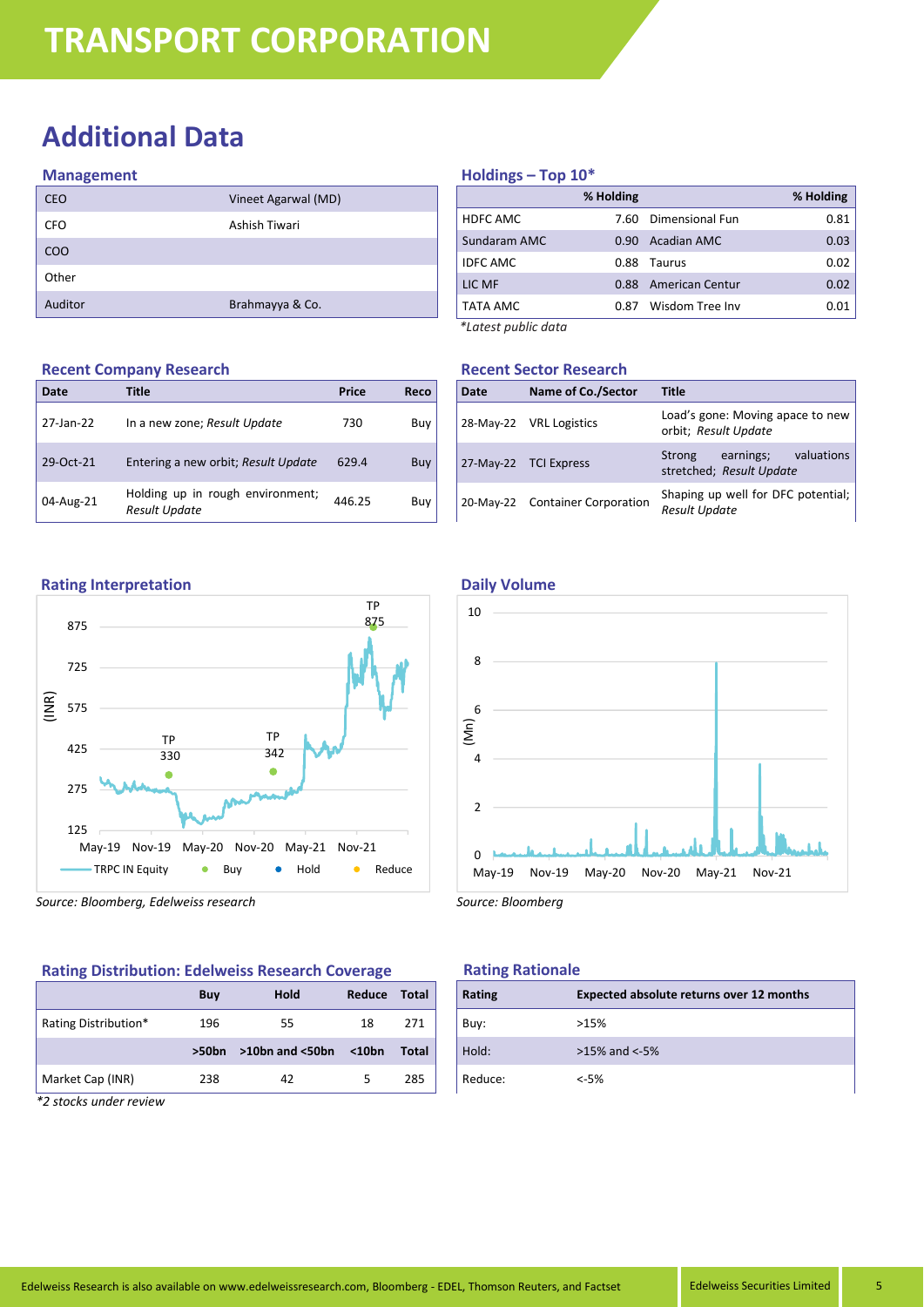# TRANSPORT CORPORATION

## Additional Data

### Management

| | |
|---|---|
| CEO | Vineet Agarwal (MD) |
| CFO | Ashish Tiwari |
| COO | |
| Other | |
| Auditor | Brahmayya & Co. |

### Holdings – Top 10*

| | % Holding | | % Holding |
|---|---|---|---|
| HDFC AMC | 7.60 | Dimensional Fun | 0.81 |
| Sundaram AMC | 0.90 | Acadian AMC | 0.03 |
| IDFC AMC | 0.88 | Taurus | 0.02 |
| LIC MF | 0.88 | American Centur | 0.02 |
| TATA AMC | 0.87 | Wisdom Tree Inv | 0.01 |

*\*Latest public data*

### Recent Company Research

| Date | Title | Price | Reco |
|---|---|---|---|
| 27-Jan-22 | In a new zone; *Result Update* | 730 | Buy |
| 29-Oct-21 | Entering a new orbit; *Result Update* | 629.4 | Buy |
| 04-Aug-21 | Holding up in rough environment; *Result Update* | 446.25 | Buy |

### Recent Sector Research

| Date | Name of Co./Sector | Title |
|---|---|---|
| 28-May-22 | VRL Logistics | Load's gone: Moving apace to new orbit; *Result Update* |
| 27-May-22 | TCI Express | Strong earnings; valuations stretched; *Result Update* |
| 20-May-22 | Container Corporation | Shaping up well for DFC potential; *Result Update* |

### Rating Interpretation

*Source: Bloomberg, Edelweiss research*

### Daily Volume

*Source: Bloomberg*

### Rating Distribution: Edelweiss Research Coverage

| | Buy | Hold | Reduce | Total |
|---|---|---|---|---|
| Rating Distribution* | 196 | 55 | 18 | 271 |
| | **>50bn** | **>10bn and <50bn** | **<10bn** | **Total** |
| Market Cap (INR) | 238 | 42 | 5 | 285 |

*\*2 stocks under review*

### Rating Rationale

| Rating | Expected absolute returns over 12 months |
|---|---|
| Buy: | >15% |
| Hold: | >15% and <-5% |
| Reduce: | <-5% |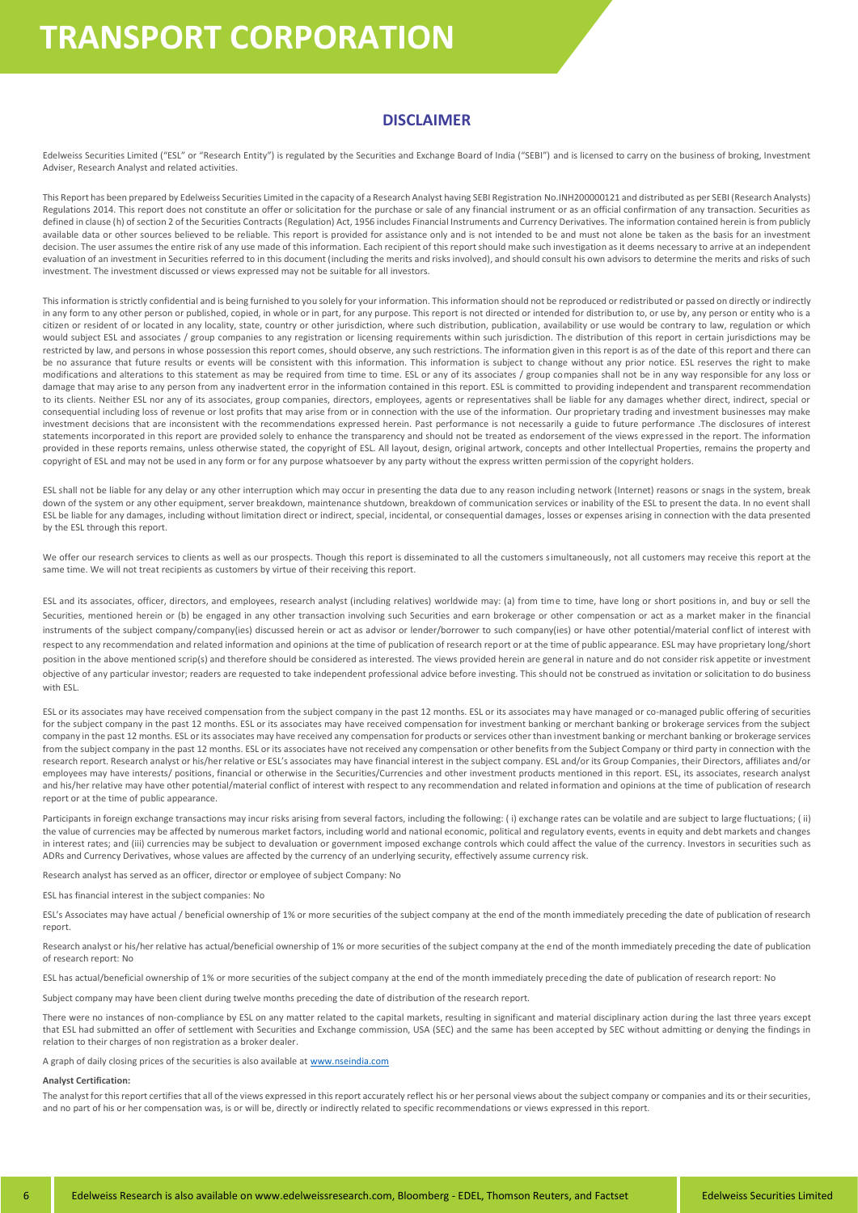## DISCLAIMER

Edelweiss Securities Limited ("ESL" or "Research Entity") is regulated by the Securities and Exchange Board of India ("SEBI") and is licensed to carry on the business of broking, Investment Adviser, Research Analyst and related activities.

This Report has been prepared by Edelweiss Securities Limited in the capacity of a Research Analyst having SEBI Registration No.INH200000121 and distributed as per SEBI (Research Analysts) Regulations 2014. This report does not constitute an offer or solicitation for the purchase or sale of any financial instrument or as an official confirmation of any transaction. Securities as defined in clause (h) of section 2 of the Securities Contracts (Regulation) Act, 1956 includes Financial Instruments and Currency Derivatives. The information contained herein is from publicly available data or other sources believed to be reliable. This report is provided for assistance only and is not intended to be and must not alone be taken as the basis for an investment decision. The user assumes the entire risk of any use made of this information. Each recipient of this report should make such investigation as it deems necessary to arrive at an independent evaluation of an investment in Securities referred to in this document (including the merits and risks involved), and should consult his own advisors to determine the merits and risks of such investment. The investment discussed or views expressed may not be suitable for all investors.

This information is strictly confidential and is being furnished to you solely for your information. This information should not be reproduced or redistributed or passed on directly or indirectly in any form to any other person or published, copied, in whole or in part, for any purpose. This report is not directed or intended for distribution to, or use by, any person or entity who is a citizen or resident of or located in any locality, state, country or other jurisdiction, where such distribution, publication, availability or use would be contrary to law, regulation or which would subject ESL and associates / group companies to any registration or licensing requirements within such jurisdiction. The distribution of this report in certain jurisdictions may be restricted by law, and persons in whose possession this report comes, should observe, any such restrictions. The information given in this report is as of the date of this report and there can be no assurance that future results or events will be consistent with this information. This information is subject to change without any prior notice. ESL reserves the right to make modifications and alterations to this statement as may be required from time to time. ESL or any of its associates / group companies shall not be in any way responsible for any loss or damage that may arise to any person from any inadvertent error in the information contained in this report. ESL is committed to providing independent and transparent recommendation to its clients. Neither ESL nor any of its associates, group companies, directors, employees, agents or representatives shall be liable for any damages whether direct, indirect, special or consequential including loss of revenue or lost profits that may arise from or in connection with the use of the information. Our proprietary trading and investment businesses may make investment decisions that are inconsistent with the recommendations expressed herein. Past performance is not necessarily a guide to future performance .The disclosures of interest statements incorporated in this report are provided solely to enhance the transparency and should not be treated as endorsement of the views expressed in the report. The information provided in these reports remains, unless otherwise stated, the copyright of ESL. All layout, design, original artwork, concepts and other Intellectual Properties, remains the property and copyright of ESL and may not be used in any form or for any purpose whatsoever by any party without the express written permission of the copyright holders.

ESL shall not be liable for any delay or any other interruption which may occur in presenting the data due to any reason including network (Internet) reasons or snags in the system, break down of the system or any other equipment, server breakdown, maintenance shutdown, breakdown of communication services or inability of the ESL to present the data. In no event shall ESL be liable for any damages, including without limitation direct or indirect, special, incidental, or consequential damages, losses or expenses arising in connection with the data presented by the ESL through this report.

We offer our research services to clients as well as our prospects. Though this report is disseminated to all the customers simultaneously, not all customers may receive this report at the same time. We will not treat recipients as customers by virtue of their receiving this report.

ESL and its associates, officer, directors, and employees, research analyst (including relatives) worldwide may: (a) from time to time, have long or short positions in, and buy or sell the Securities, mentioned herein or (b) be engaged in any other transaction involving such Securities and earn brokerage or other compensation or act as a market maker in the financial instruments of the subject company/company(ies) discussed herein or act as advisor or lender/borrower to such company(ies) or have other potential/material conflict of interest with respect to any recommendation and related information and opinions at the time of publication of research report or at the time of public appearance. ESL may have proprietary long/short position in the above mentioned scrip(s) and therefore should be considered as interested. The views provided herein are general in nature and do not consider risk appetite or investment objective of any particular investor; readers are requested to take independent professional advice before investing. This should not be construed as invitation or solicitation to do business with ESL.

ESL or its associates may have received compensation from the subject company in the past 12 months. ESL or its associates may have managed or co-managed public offering of securities for the subject company in the past 12 months. ESL or its associates may have received compensation for investment banking or merchant banking or brokerage services from the subject company in the past 12 months. ESL or its associates may have received any compensation for products or services other than investment banking or merchant banking or brokerage services from the subject company in the past 12 months. ESL or its associates have not received any compensation or other benefits from the Subject Company or third party in connection with the research report. Research analyst or his/her relative or ESL's associates may have financial interest in the subject company. ESL and/or its Group Companies, their Directors, affiliates and/or employees may have interests/ positions, financial or otherwise in the Securities/Currencies and other investment products mentioned in this report. ESL, its associates, research analyst and his/her relative may have other potential/material conflict of interest with respect to any recommendation and related information and opinions at the time of publication of research report or at the time of public appearance.

Participants in foreign exchange transactions may incur risks arising from several factors, including the following: ( i) exchange rates can be volatile and are subject to large fluctuations; ( ii) the value of currencies may be affected by numerous market factors, including world and national economic, political and regulatory events, events in equity and debt markets and changes in interest rates; and (iii) currencies may be subject to devaluation or government imposed exchange controls which could affect the value of the currency. Investors in securities such as ADRs and Currency Derivatives, whose values are affected by the currency of an underlying security, effectively assume currency risk.

Research analyst has served as an officer, director or employee of subject Company: No

ESL has financial interest in the subject companies: No

ESL's Associates may have actual / beneficial ownership of 1% or more securities of the subject company at the end of the month immediately preceding the date of publication of research report.

Research analyst or his/her relative has actual/beneficial ownership of 1% or more securities of the subject company at the end of the month immediately preceding the date of publication of research report: No

ESL has actual/beneficial ownership of 1% or more securities of the subject company at the end of the month immediately preceding the date of publication of research report: No

Subject company may have been client during twelve months preceding the date of distribution of the research report.

There were no instances of non-compliance by ESL on any matter related to the capital markets, resulting in significant and material disciplinary action during the last three years except that ESL had submitted an offer of settlement with Securities and Exchange commission, USA (SEC) and the same has been accepted by SEC without admitting or denying the findings in relation to their charges of non registration as a broker dealer.

A graph of daily closing prices of the securities is also available at www.nseindia.com

**Analyst Certification:**

The analyst for this report certifies that all of the views expressed in this report accurately reflect his or her personal views about the subject company or companies and its or their securities, and no part of his or her compensation was, is or will be, directly or indirectly related to specific recommendations or views expressed in this report.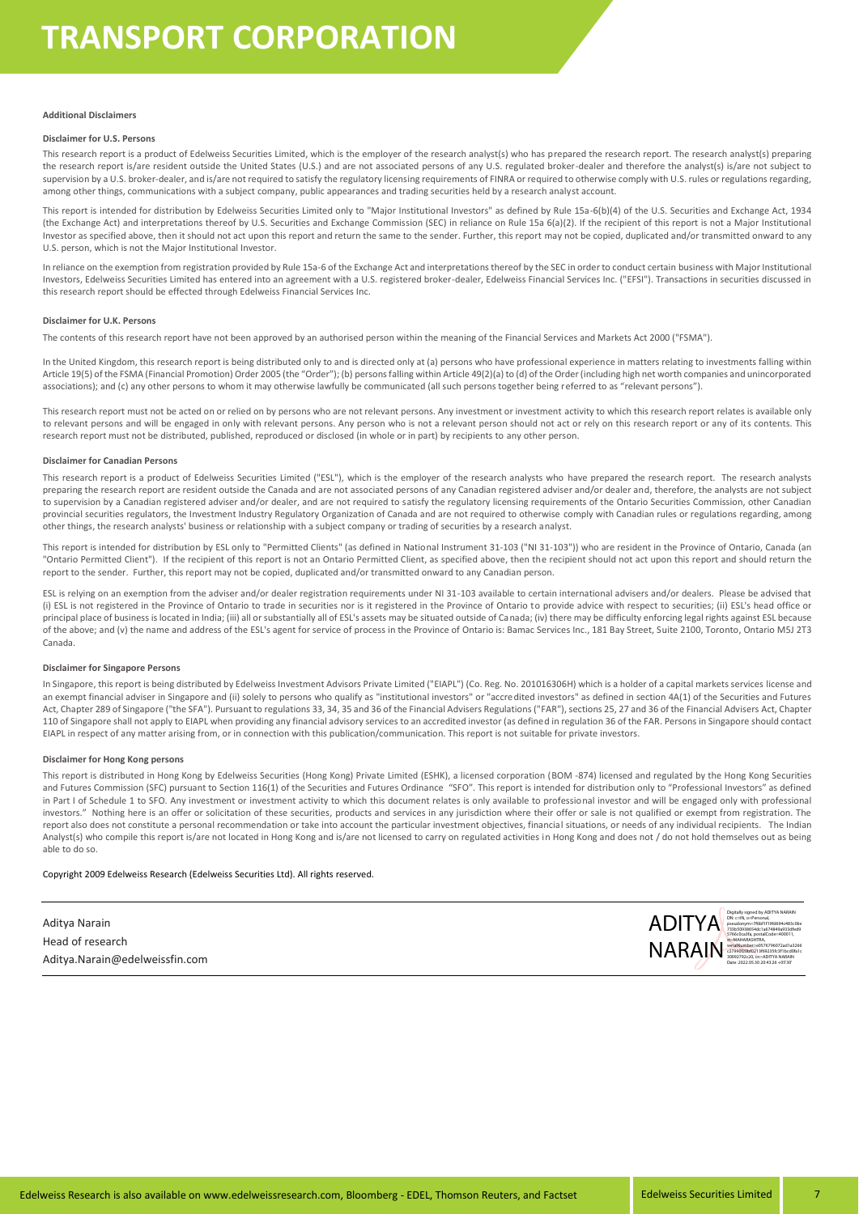**Additional Disclaimers**

**Disclaimer for U.S. Persons**

This research report is a product of Edelweiss Securities Limited, which is the employer of the research analyst(s) who has prepared the research report. The research analyst(s) preparing the research report is/are resident outside the United States (U.S.) and are not associated persons of any U.S. regulated broker-dealer and therefore the analyst(s) is/are not subject to supervision by a U.S. broker-dealer, and is/are not required to satisfy the regulatory licensing requirements of FINRA or required to otherwise comply with U.S. rules or regulations regarding, among other things, communications with a subject company, public appearances and trading securities held by a research analyst account.

This report is intended for distribution by Edelweiss Securities Limited only to "Major Institutional Investors" as defined by Rule 15a-6(b)(4) of the U.S. Securities and Exchange Act, 1934 (the Exchange Act) and interpretations thereof by U.S. Securities and Exchange Commission (SEC) in reliance on Rule 15a 6(a)(2). If the recipient of this report is not a Major Institutional Investor as specified above, then it should not act upon this report and return the same to the sender. Further, this report may not be copied, duplicated and/or transmitted onward to any U.S. person, which is not the Major Institutional Investor.

In reliance on the exemption from registration provided by Rule 15a-6 of the Exchange Act and interpretations thereof by the SEC in order to conduct certain business with Major Institutional Investors, Edelweiss Securities Limited has entered into an agreement with a U.S. registered broker-dealer, Edelweiss Financial Services Inc. ("EFSI"). Transactions in securities discussed in this research report should be effected through Edelweiss Financial Services Inc.

**Disclaimer for U.K. Persons**

The contents of this research report have not been approved by an authorised person within the meaning of the Financial Services and Markets Act 2000 ("FSMA").

In the United Kingdom, this research report is being distributed only to and is directed only at (a) persons who have professional experience in matters relating to investments falling within Article 19(5) of the FSMA (Financial Promotion) Order 2005 (the "Order"); (b) persons falling within Article 49(2)(a) to (d) of the Order (including high net worth companies and unincorporated associations); and (c) any other persons to whom it may otherwise lawfully be communicated (all such persons together being referred to as "relevant persons").

This research report must not be acted on or relied on by persons who are not relevant persons. Any investment or investment activity to which this research report relates is available only to relevant persons and will be engaged in only with relevant persons. Any person who is not a relevant person should not act or rely on this research report or any of its contents. This research report must not be distributed, published, reproduced or disclosed (in whole or in part) by recipients to any other person.

**Disclaimer for Canadian Persons**

This research report is a product of Edelweiss Securities Limited ("ESL"), which is the employer of the research analysts who have prepared the research report. The research analysts preparing the research report are resident outside the Canada and are not associated persons of any Canadian registered adviser and/or dealer and, therefore, the analysts are not subject to supervision by a Canadian registered adviser and/or dealer, and are not required to satisfy the regulatory licensing requirements of the Ontario Securities Commission, other Canadian provincial securities regulators, the Investment Industry Regulatory Organization of Canada and are not required to otherwise comply with Canadian rules or regulations regarding, among other things, the research analysts' business or relationship with a subject company or trading of securities by a research analyst.

This report is intended for distribution by ESL only to "Permitted Clients" (as defined in National Instrument 31-103 ("NI 31-103")) who are resident in the Province of Ontario, Canada (an "Ontario Permitted Client"). If the recipient of this report is not an Ontario Permitted Client, as specified above, then the recipient should not act upon this report and should return the report to the sender. Further, this report may not be copied, duplicated and/or transmitted onward to any Canadian person.

ESL is relying on an exemption from the adviser and/or dealer registration requirements under NI 31-103 available to certain international advisers and/or dealers. Please be advised that (i) ESL is not registered in the Province of Ontario to trade in securities nor is it registered in the Province of Ontario to provide advice with respect to securities; (ii) ESL's head office or principal place of business is located in India; (iii) all or substantially all of ESL's assets may be situated outside of Canada; (iv) there may be difficulty enforcing legal rights against ESL because of the above; and (v) the name and address of the ESL's agent for service of process in the Province of Ontario is: Bamac Services Inc., 181 Bay Street, Suite 2100, Toronto, Ontario M5J 2T3 Canada.

**Disclaimer for Singapore Persons**

In Singapore, this report is being distributed by Edelweiss Investment Advisors Private Limited ("EIAPL") (Co. Reg. No. 201016306H) which is a holder of a capital markets services license and an exempt financial adviser in Singapore and (ii) solely to persons who qualify as "institutional investors" or "accredited investors" as defined in section 4A(1) of the Securities and Futures Act, Chapter 289 of Singapore ("the SFA"). Pursuant to regulations 33, 34, 35 and 36 of the Financial Advisers Regulations ("FAR"), sections 25, 27 and 36 of the Financial Advisers Act, Chapter 110 of Singapore shall not apply to EIAPL when providing any financial advisory services to an accredited investor (as defined in regulation 36 of the FAR. Persons in Singapore should contact EIAPL in respect of any matter arising from, or in connection with this publication/communication. This report is not suitable for private investors.

**Disclaimer for Hong Kong persons**

This report is distributed in Hong Kong by Edelweiss Securities (Hong Kong) Private Limited (ESHK), a licensed corporation (BOM -874) licensed and regulated by the Hong Kong Securities and Futures Commission (SFC) pursuant to Section 116(1) of the Securities and Futures Ordinance "SFO". This report is intended for distribution only to "Professional Investors" as defined in Part I of Schedule 1 to SFO. Any investment or investment activity to which this document relates is only available to professional investor and will be engaged only with professional investors." Nothing here is an offer or solicitation of these securities, products and services in any jurisdiction where their offer or sale is not qualified or exempt from registration. The report also does not constitute a personal recommendation or take into account the particular investment objectives, financial situations, or needs of any individual recipients. The Indian Analyst(s) who compile this report is/are not located in Hong Kong and is/are not licensed to carry on regulated activities in Hong Kong and does not / do not hold themselves out as being able to do so.

Copyright 2009 Edelweiss Research (Edelweiss Securities Ltd). All rights reserved.

Aditya Narain
Head of research
Aditya.Narain@edelweissfin.com

ADITYA NARAIN

Digitally signed by ADITYA NARAIN
Date: 2022.05.30 20:43:26 +05'30'